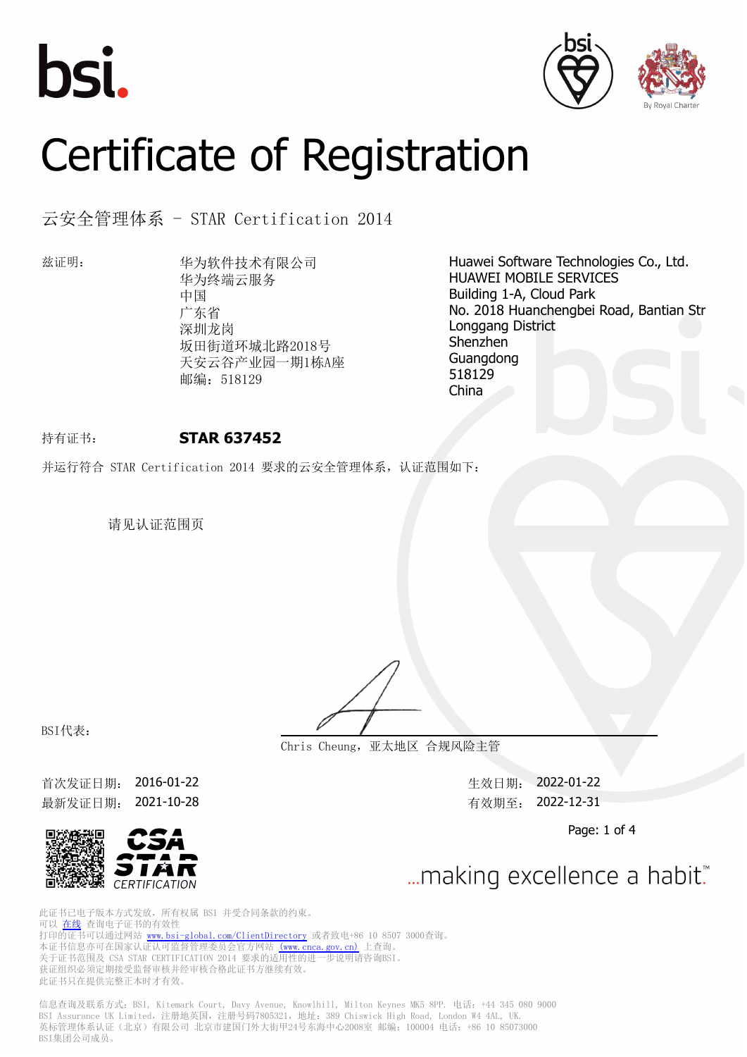# Certificate of Registration

## 云安全管理体系 - STAR Certification 2014

兹证明：

华为软件技术有限公司
华为终端云服务
中国
广东省
深圳龙岗
坂田街道环城北路2018号
天安云谷产业园一期1栋A座
邮编：518129

Huawei Software Technologies Co., Ltd.
HUAWEI MOBILE SERVICES
Building 1-A, Cloud Park
No. 2018 Huanchengbei Road, Bantian Str
Longgang District
Shenzhen
Guangdong
518129
China

持有证书：　**STAR 637452**

并运行符合 STAR Certification 2014 要求的云安全管理体系，认证范围如下：

请见认证范围页

BSI代表：

Chris Cheung，亚太地区 合规风险主管

首次发证日期： 2016-01-22
最新发证日期： 2021-10-28

生效日期： 2022-01-22
有效期至： 2022-12-31

CSA STAR CERTIFICATION

...making excellence a habit.™

此证书已电子版本方式发放，所有权属 BSI 并受合同条款的约束。
可以 在线 查询电子证书的有效性
打印的证书可以通过网站 www.bsi-global.com/ClientDirectory 或者致电+86 10 8507 3000查询。
本证书信息亦可在国家认证认可监督管理委员会官方网站 (www.cnca.gov.cn) 上查询。
关于证书范围及 CSA STAR CERTIFICATION 2014 要求的适用性的进一步说明请咨询BSI。
获证组织必须定期接受监督审核并经审核合格此证书方继续有效。
此证书只在提供完整正本时才有效。

信息查询及联系方式：BSI, Kitemark Court, Davy Avenue, Knowlhill, Milton Keynes MK5 8PP. 电话：+44 345 080 9000
BSI Assurance UK Limited，注册地英国，注册号码7805321，地址：389 Chiswick High Road, London W4 4AL, UK.
英标管理体系认证（北京）有限公司 北京市建国门外大街甲24号东海中心2008室 邮编：100004 电话：+86 10 85073000
BSI集团公司成员。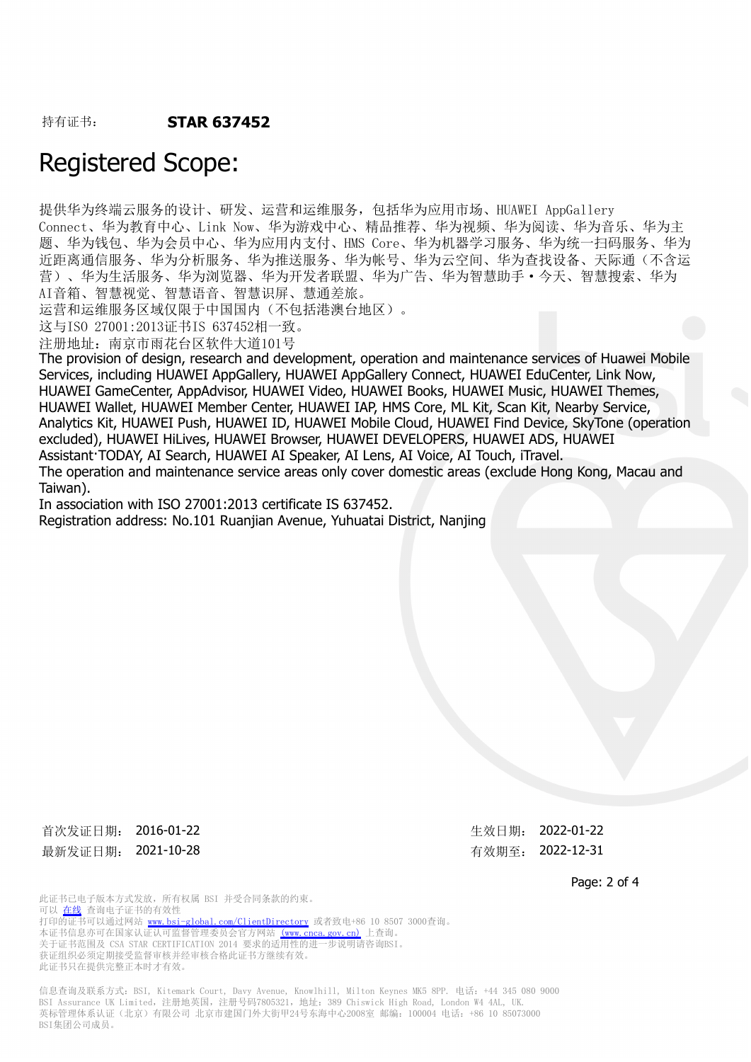持有证书： **STAR 637452**

# Registered Scope:

提供华为终端云服务的设计、研发、运营和运维服务，包括华为应用市场、HUAWEI AppGallery Connect、华为教育中心、Link Now、华为游戏中心、精品推荐、华为视频、华为阅读、华为音乐、华为主题、华为钱包、华为会员中心、华为应用内支付、HMS Core、华为机器学习服务、华为统一扫码服务、华为近距离通信服务、华为分析服务、华为推送服务、华为帐号、华为云空间、华为查找设备、天际通（不含运营）、华为生活服务、华为浏览器、华为开发者联盟、华为广告、华为智慧助手·今天、智慧搜索、华为AI音箱、智慧视觉、智慧语音、智慧识屏、慧通差旅。

运营和运维服务区域仅限于中国国内（不包括港澳台地区）。

这与ISO 27001:2013证书IS 637452相一致。

注册地址：南京市雨花台区软件大道101号

The provision of design, research and development, operation and maintenance services of Huawei Mobile Services, including HUAWEI AppGallery, HUAWEI AppGallery Connect, HUAWEI EduCenter, Link Now, HUAWEI GameCenter, AppAdvisor, HUAWEI Video, HUAWEI Books, HUAWEI Music, HUAWEI Themes, HUAWEI Wallet, HUAWEI Member Center, HUAWEI IAP, HMS Core, ML Kit, Scan Kit, Nearby Service, Analytics Kit, HUAWEI Push, HUAWEI ID, HUAWEI Mobile Cloud, HUAWEI Find Device, SkyTone (operation excluded), HUAWEI HiLives, HUAWEI Browser, HUAWEI DEVELOPERS, HUAWEI ADS, HUAWEI Assistant·TODAY, AI Search, HUAWEI AI Speaker, AI Lens, AI Voice, AI Touch, iTravel.

The operation and maintenance service areas only cover domestic areas (exclude Hong Kong, Macau and Taiwan).

In association with ISO 27001:2013 certificate IS 637452.

Registration address: No.101 Ruanjian Avenue, Yuhuatai District, Nanjing

首次发证日期： 2016-01-22

最新发证日期： 2021-10-28

生效日期： 2022-01-22

有效期至： 2022-12-31

此证书已电子版本方式发放，所有权属 BSI 并受合同条款的约束。
可以 在线 查询电子证书的有效性
打印的证书可以通过网站 www.bsi-global.com/ClientDirectory 或者致电+86 10 8507 3000查询。
本证书信息亦可在国家认证认可监督管理委员会官方网站 (www.cnca.gov.cn) 上查询。
关于证书范围及 CSA STAR CERTIFICATION 2014 要求的适用性的进一步说明请咨询BSI。
获证组织必须定期接受监督审核并经审核合格此证书方继续有效。
此证书只在提供完整正本时才有效。

信息查询及联系方式：BSI, Kitemark Court, Davy Avenue, Knowlhill, Milton Keynes MK5 8PP. 电话：+44 345 080 9000
BSI Assurance UK Limited，注册地英国，注册号码7805321，地址：389 Chiswick High Road, London W4 4AL, UK.
英标管理体系认证（北京）有限公司 北京市建国门外大街甲24号东海中心2008室 邮编：100004 电话：+86 10 85073000
BSI集团公司成员。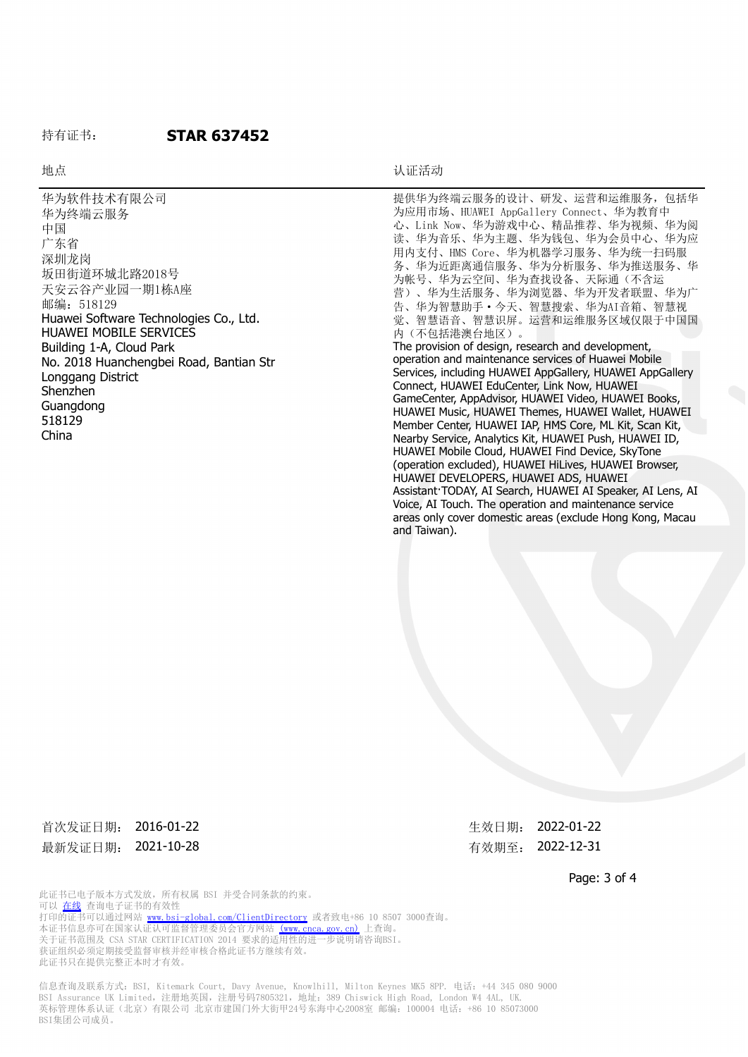持有证书： **STAR 637452**

| 地点 | 认证活动 |
|---|---|
| 华为软件技术有限公司<br>华为终端云服务<br>中国<br>广东省<br>深圳龙岗<br>坂田街道环城北路2018号<br>天安云谷产业园一期1栋A座<br>邮编：518129<br>Huawei Software Technologies Co., Ltd.<br>HUAWEI MOBILE SERVICES<br>Building 1-A, Cloud Park<br>No. 2018 Huanchengbei Road, Bantian Str<br>Longgang District<br>Shenzhen<br>Guangdong<br>518129<br>China | 提供华为终端云服务的设计、研发、运营和运维服务，包括华为应用市场、HUAWEI AppGallery Connect、华为教育中心、Link Now、华为游戏中心、精品推荐、华为视频、华为阅读、华为音乐、华为主题、华为钱包、华为会员中心、华为应用内支付、HMS Core、华为机器学习服务、华为统一扫码服务、华为近距离通信服务、华为分析服务、华为推送服务、华为帐号、华为云空间、华为查找设备、天际通（不含运营）、华为生活服务、华为浏览器、华为开发者联盟、华为广告、华为智慧助手·今天、智慧搜索、华为AI音箱、智慧视觉、智慧语音、智慧识屏。运营和运维服务区域仅限于中国国内（不包括港澳台地区）。<br>The provision of design, research and development, operation and maintenance services of Huawei Mobile Services, including HUAWEI AppGallery, HUAWEI AppGallery Connect, HUAWEI EduCenter, Link Now, HUAWEI GameCenter, AppAdvisor, HUAWEI Video, HUAWEI Books, HUAWEI Music, HUAWEI Themes, HUAWEI Wallet, HUAWEI Member Center, HUAWEI IAP, HMS Core, ML Kit, Scan Kit, Nearby Service, Analytics Kit, HUAWEI Push, HUAWEI ID, HUAWEI Mobile Cloud, HUAWEI Find Device, SkyTone (operation excluded), HUAWEI HiLives, HUAWEI Browser, HUAWEI DEVELOPERS, HUAWEI ADS, HUAWEI Assistant·TODAY, AI Search, HUAWEI AI Speaker, AI Lens, AI Voice, AI Touch. The operation and maintenance service areas only cover domestic areas (exclude Hong Kong, Macau and Taiwan). |

首次发证日期： 2016-01-22
最新发证日期： 2021-10-28

生效日期： 2022-01-22
有效期至： 2022-12-31

此证书已电子版本方式发放，所有权属 BSI 并受合同条款的约束。
可以 在线 查询电子证书的有效性
打印的证书可以通过网站 www.bsi-global.com/ClientDirectory 或者致电+86 10 8507 3000查询。
本证书信息亦可在国家认证认可监督管理委员会官方网站 (www.cnca.gov.cn) 上查询。
关于证书范围及 CSA STAR CERTIFICATION 2014 要求的适用性的进一步说明请咨询BSI。
获证组织必须定期接受监督审核并经审核合格此证书方继续有效。
此证书只在提供完整正本时才有效。

信息查询及联系方式：BSI, Kitemark Court, Davy Avenue, Knowlhill, Milton Keynes MK5 8PP. 电话：+44 345 080 9000
BSI Assurance UK Limited，注册地英国，注册号码7805321，地址：389 Chiswick High Road, London W4 4AL, UK.
英标管理体系认证（北京）有限公司 北京市建国门外大街甲24号东海中心2008室 邮编：100004 电话：+86 10 85073000
BSI集团公司成员。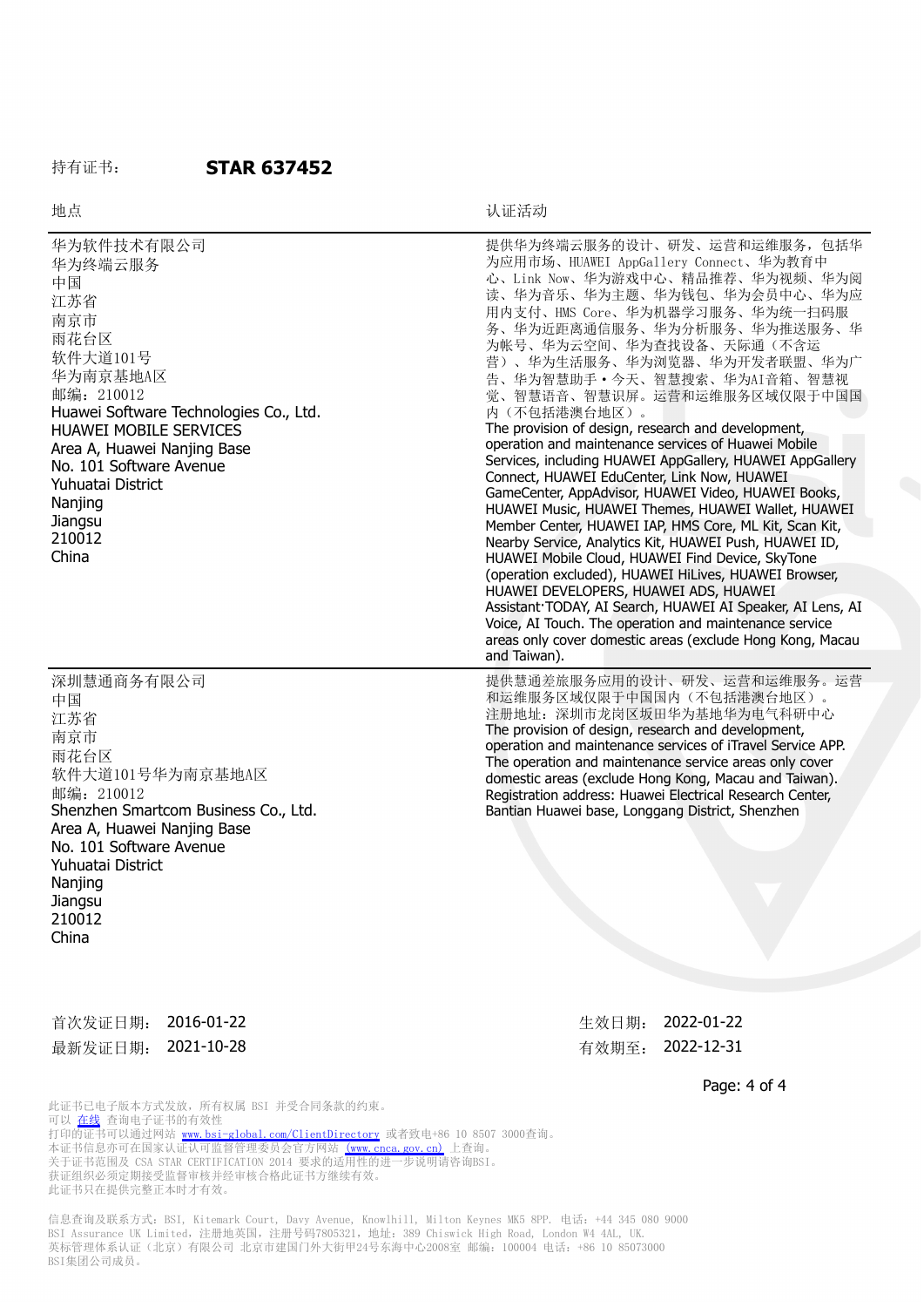持有证书： **STAR 637452**

| 地点 | 认证活动 |
| --- | --- |
| 华为软件技术有限公司<br>华为终端云服务<br>中国<br>江苏省<br>南京市<br>雨花台区<br>软件大道101号<br>华为南京基地A区<br>邮编：210012<br>Huawei Software Technologies Co., Ltd.<br>HUAWEI MOBILE SERVICES<br>Area A, Huawei Nanjing Base<br>No. 101 Software Avenue<br>Yuhuatai District<br>Nanjing<br>Jiangsu<br>210012<br>China | 提供华为终端云服务的设计、研发、运营和运维服务，包括华为应用市场、HUAWEI AppGallery Connect、华为教育中心、Link Now、华为游戏中心、精品推荐、华为视频、华为阅读、华为音乐、华为主题、华为钱包、华为会员中心、华为应用内支付、HMS Core、华为机器学习服务、华为统一扫码服务、华为近距离通信服务、华为分析服务、华为推送服务、华为帐号、华为云空间、华为查找设备、天际通（不含运营）、华为生活服务、华为浏览器、华为开发者联盟、华为广告、华为智慧助手·今天、智慧搜索、华为AI音箱、智慧视觉、智慧语音、智慧识屏。运营和运维服务区域仅限于中国国内（不包括港澳台地区）。<br>The provision of design, research and development, operation and maintenance services of Huawei Mobile Services, including HUAWEI AppGallery, HUAWEI AppGallery Connect, HUAWEI EduCenter, Link Now, HUAWEI GameCenter, AppAdvisor, HUAWEI Video, HUAWEI Books, HUAWEI Music, HUAWEI Themes, HUAWEI Wallet, HUAWEI Member Center, HUAWEI IAP, HMS Core, ML Kit, Scan Kit, Nearby Service, Analytics Kit, HUAWEI Push, HUAWEI ID, HUAWEI Mobile Cloud, HUAWEI Find Device, SkyTone (operation excluded), HUAWEI HiLives, HUAWEI Browser, HUAWEI DEVELOPERS, HUAWEI ADS, HUAWEI Assistant·TODAY, AI Search, HUAWEI AI Speaker, AI Lens, AI Voice, AI Touch. The operation and maintenance service areas only cover domestic areas (exclude Hong Kong, Macau and Taiwan). |
| 深圳慧通商务有限公司<br>中国<br>江苏省<br>南京市<br>雨花台区<br>软件大道101号华为南京基地A区<br>邮编：210012<br>Shenzhen Smartcom Business Co., Ltd.<br>Area A, Huawei Nanjing Base<br>No. 101 Software Avenue<br>Yuhuatai District<br>Nanjing<br>Jiangsu<br>210012<br>China | 提供慧通差旅服务应用的设计、研发、运营和运维服务。运营和运维服务区域仅限于中国国内（不包括港澳台地区）。<br>注册地址：深圳市龙岗区坂田华为基地华为电气科研中心<br>The provision of design, research and development, operation and maintenance services of iTravel Service APP. The operation and maintenance service areas only cover domestic areas (exclude Hong Kong, Macau and Taiwan).<br>Registration address: Huawei Electrical Research Center, Bantian Huawei base, Longgang District, Shenzhen |

首次发证日期： 2016-01-22　　　　生效日期： 2022-01-22

最新发证日期： 2021-10-28　　　　有效期至： 2022-12-31

此证书已电子版本方式发放，所有权属 BSI 并受合同条款的约束。
可以 在线 查询电子证书的有效性
打印的证书可以通过网站 www.bsi-global.com/ClientDirectory 或者致电+86 10 8507 3000查询。
本证书信息亦可在国家认证认可监督管理委员会官方网站 (www.cnca.gov.cn) 上查询。
关于证书范围及 CSA STAR CERTIFICATION 2014 要求的适用性的进一步说明请咨询BSI。
获证组织必须定期接受监督审核并经审核合格此证书方继续有效。
此证书只在提供完整正本时才有效。

信息查询及联系方式：BSI, Kitemark Court, Davy Avenue, Knowlhill, Milton Keynes MK5 8PP. 电话：+44 345 080 9000
BSI Assurance UK Limited，注册地英国，注册号码7805321，地址：389 Chiswick High Road, London W4 4AL, UK.
英标管理体系认证（北京）有限公司 北京市建国门外大街甲24号东海中心2008室 邮编：100004 电话：+86 10 85073000
BSI集团公司成员。